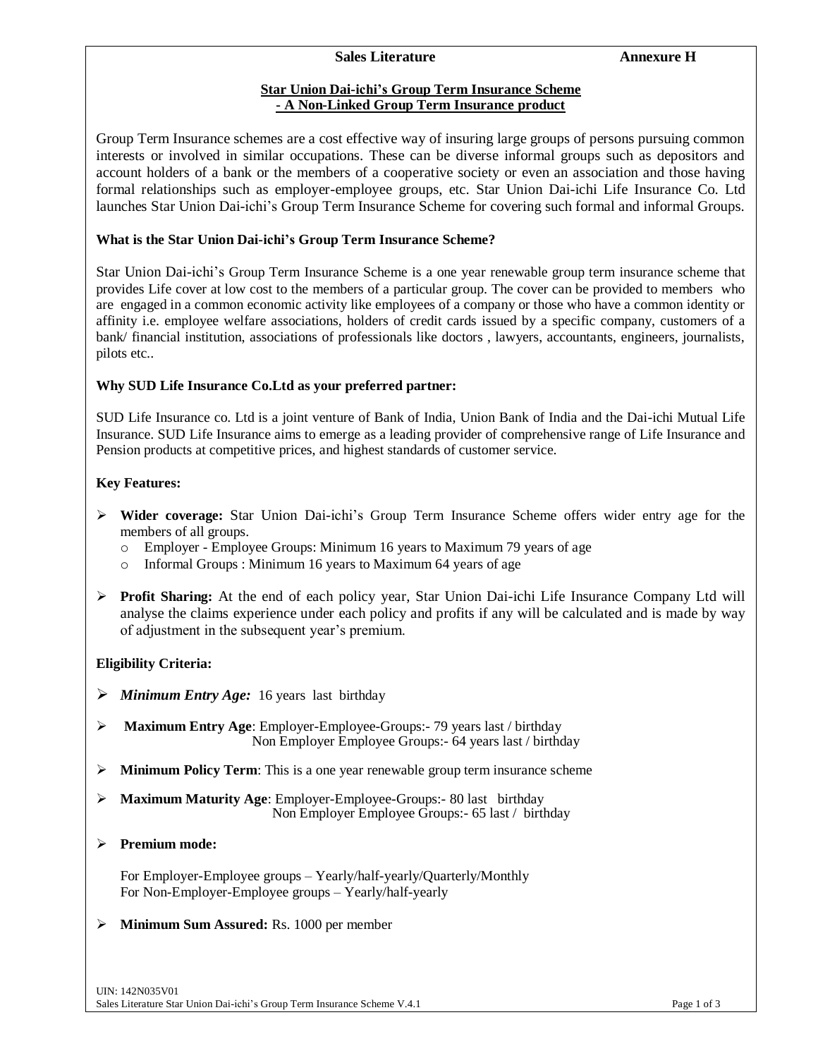**Sales Literature** **Annexure H**

## Star Union Dai-ichi's Group Term Insurance Scheme - A Non-Linked Group Term Insurance product

Group Term Insurance schemes are a cost effective way of insuring large groups of persons pursuing common interests or involved in similar occupations. These can be diverse informal groups such as depositors and account holders of a bank or the members of a cooperative society or even an association and those having formal relationships such as employer-employee groups, etc. Star Union Dai-ichi Life Insurance Co. Ltd launches Star Union Dai-ichi's Group Term Insurance Scheme for covering such formal and informal Groups.

### What is the Star Union Dai-ichi's Group Term Insurance Scheme?

Star Union Dai-ichi's Group Term Insurance Scheme is a one year renewable group term insurance scheme that provides Life cover at low cost to the members of a particular group. The cover can be provided to members who are engaged in a common economic activity like employees of a company or those who have a common identity or affinity i.e. employee welfare associations, holders of credit cards issued by a specific company, customers of a bank/ financial institution, associations of professionals like doctors , lawyers, accountants, engineers, journalists, pilots etc..

### Why SUD Life Insurance Co.Ltd as your preferred partner:

SUD Life Insurance co. Ltd is a joint venture of Bank of India, Union Bank of India and the Dai-ichi Mutual Life Insurance. SUD Life Insurance aims to emerge as a leading provider of comprehensive range of Life Insurance and Pension products at competitive prices, and highest standards of customer service.

### Key Features:

- **Wider coverage:** Star Union Dai-ichi's Group Term Insurance Scheme offers wider entry age for the members of all groups.
  - Employer - Employee Groups: Minimum 16 years to Maximum 79 years of age
  - Informal Groups : Minimum 16 years to Maximum 64 years of age
- **Profit Sharing:** At the end of each policy year, Star Union Dai-ichi Life Insurance Company Ltd will analyse the claims experience under each policy and profits if any will be calculated and is made by way of adjustment in the subsequent year's premium.

### Eligibility Criteria:

- ***Minimum Entry Age:*** 16 years last birthday
- **Maximum Entry Age**: Employer-Employee-Groups:- 79 years last / birthday
  Non Employer Employee Groups:- 64 years last / birthday
- **Minimum Policy Term**: This is a one year renewable group term insurance scheme
- **Maximum Maturity Age**: Employer-Employee-Groups:- 80 last birthday
  Non Employer Employee Groups:- 65 last / birthday
- **Premium mode:**

  For Employer-Employee groups – Yearly/half-yearly/Quarterly/Monthly
  For Non-Employer-Employee groups – Yearly/half-yearly
- **Minimum Sum Assured:** Rs. 1000 per member

UIN: 142N035V01
Sales Literature Star Union Dai-ichi's Group Term Insurance Scheme V.4.1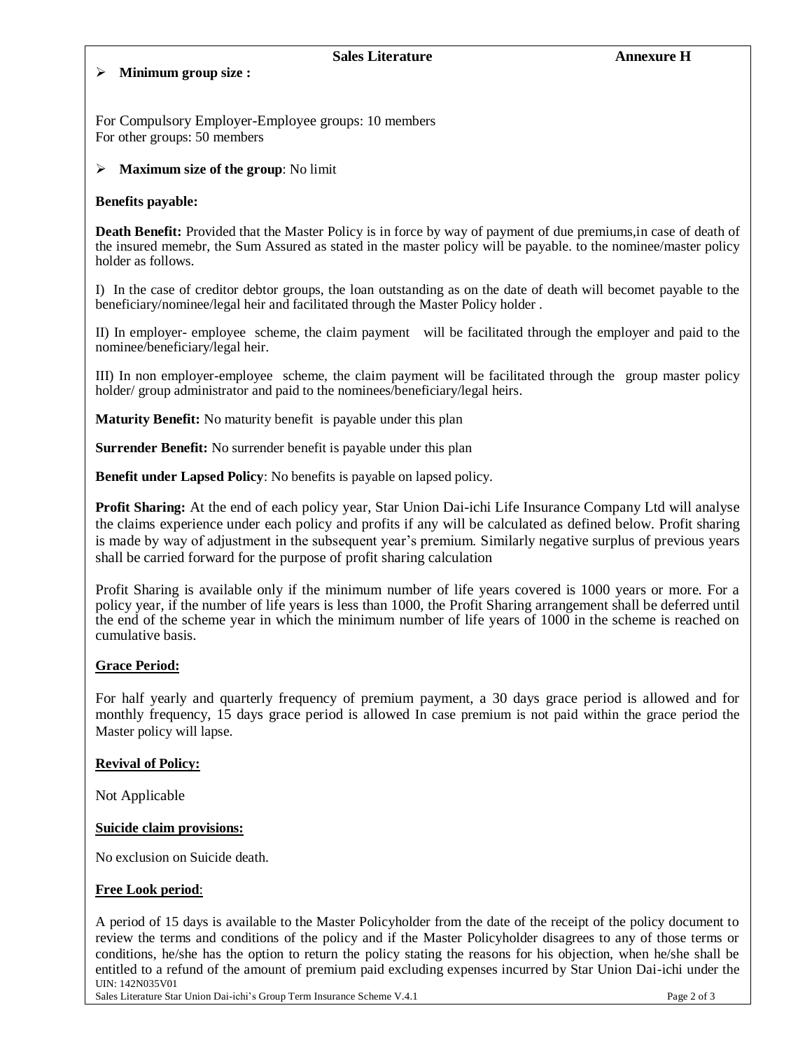- **Minimum group size :**

For Compulsory Employer-Employee groups: 10 members
For other groups: 50 members

- **Maximum size of the group**: No limit

**Benefits payable:**

**Death Benefit:** Provided that the Master Policy is in force by way of payment of due premiums,in case of death of the insured memebr, the Sum Assured as stated in the master policy will be payable. to the nominee/master policy holder as follows.

I) In the case of creditor debtor groups, the loan outstanding as on the date of death will becomet payable to the beneficiary/nominee/legal heir and facilitated through the Master Policy holder .

II) In employer- employee scheme, the claim payment will be facilitated through the employer and paid to the nominee/beneficiary/legal heir.

III) In non employer-employee scheme, the claim payment will be facilitated through the group master policy holder/ group administrator and paid to the nominees/beneficiary/legal heirs.

**Maturity Benefit:** No maturity benefit is payable under this plan

**Surrender Benefit:** No surrender benefit is payable under this plan

**Benefit under Lapsed Policy**: No benefits is payable on lapsed policy.

**Profit Sharing:** At the end of each policy year, Star Union Dai-ichi Life Insurance Company Ltd will analyse the claims experience under each policy and profits if any will be calculated as defined below. Profit sharing is made by way of adjustment in the subsequent year's premium. Similarly negative surplus of previous years shall be carried forward for the purpose of profit sharing calculation

Profit Sharing is available only if the minimum number of life years covered is 1000 years or more. For a policy year, if the number of life years is less than 1000, the Profit Sharing arrangement shall be deferred until the end of the scheme year in which the minimum number of life years of 1000 in the scheme is reached on cumulative basis.

**Grace Period:**

For half yearly and quarterly frequency of premium payment, a 30 days grace period is allowed and for monthly frequency, 15 days grace period is allowed In case premium is not paid within the grace period the Master policy will lapse.

**Revival of Policy:**

Not Applicable

**Suicide claim provisions:**

No exclusion on Suicide death.

**Free Look period**:

A period of 15 days is available to the Master Policyholder from the date of the receipt of the policy document to review the terms and conditions of the policy and if the Master Policyholder disagrees to any of those terms or conditions, he/she has the option to return the policy stating the reasons for his objection, when he/she shall be entitled to a refund of the amount of premium paid excluding expenses incurred by Star Union Dai-ichi under the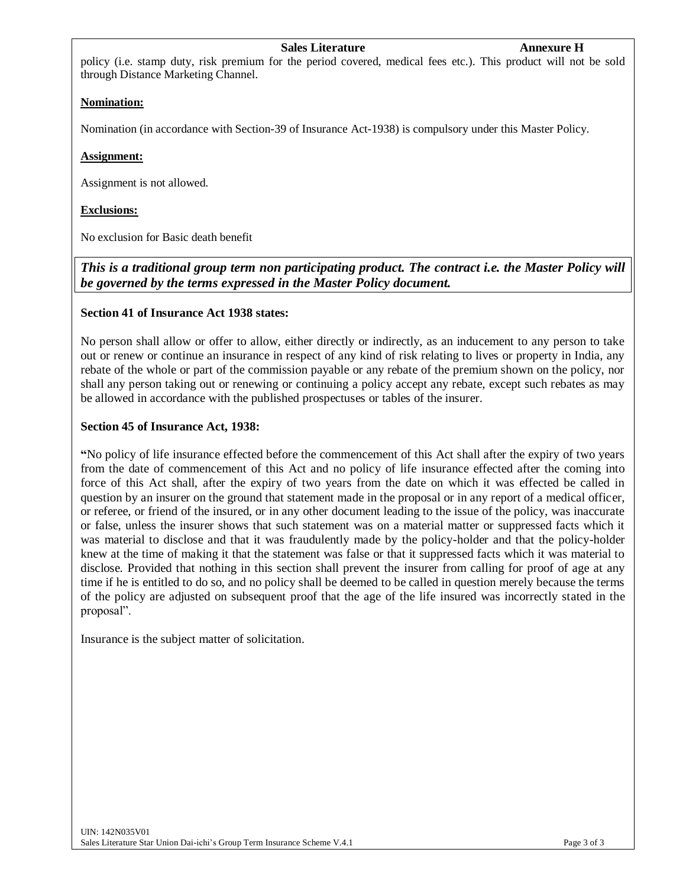policy (i.e. stamp duty, risk premium for the period covered, medical fees etc.). This product will not be sold through Distance Marketing Channel.

**Nomination:**

Nomination (in accordance with Section-39 of Insurance Act-1938) is compulsory under this Master Policy.

**Assignment:**

Assignment is not allowed.

**Exclusions:**

No exclusion for Basic death benefit

***This is a traditional group term non participating product. The contract i.e. the Master Policy will be governed by the terms expressed in the Master Policy document.***

**Section 41 of Insurance Act 1938 states:**

No person shall allow or offer to allow, either directly or indirectly, as an inducement to any person to take out or renew or continue an insurance in respect of any kind of risk relating to lives or property in India, any rebate of the whole or part of the commission payable or any rebate of the premium shown on the policy, nor shall any person taking out or renewing or continuing a policy accept any rebate, except such rebates as may be allowed in accordance with the published prospectuses or tables of the insurer.

**Section 45 of Insurance Act, 1938:**

**"**No policy of life insurance effected before the commencement of this Act shall after the expiry of two years from the date of commencement of this Act and no policy of life insurance effected after the coming into force of this Act shall, after the expiry of two years from the date on which it was effected be called in question by an insurer on the ground that statement made in the proposal or in any report of a medical officer, or referee, or friend of the insured, or in any other document leading to the issue of the policy, was inaccurate or false, unless the insurer shows that such statement was on a material matter or suppressed facts which it was material to disclose and that it was fraudulently made by the policy-holder and that the policy-holder knew at the time of making it that the statement was false or that it suppressed facts which it was material to disclose. Provided that nothing in this section shall prevent the insurer from calling for proof of age at any time if he is entitled to do so, and no policy shall be deemed to be called in question merely because the terms of the policy are adjusted on subsequent proof that the age of the life insured was incorrectly stated in the proposal".

Insurance is the subject matter of solicitation.